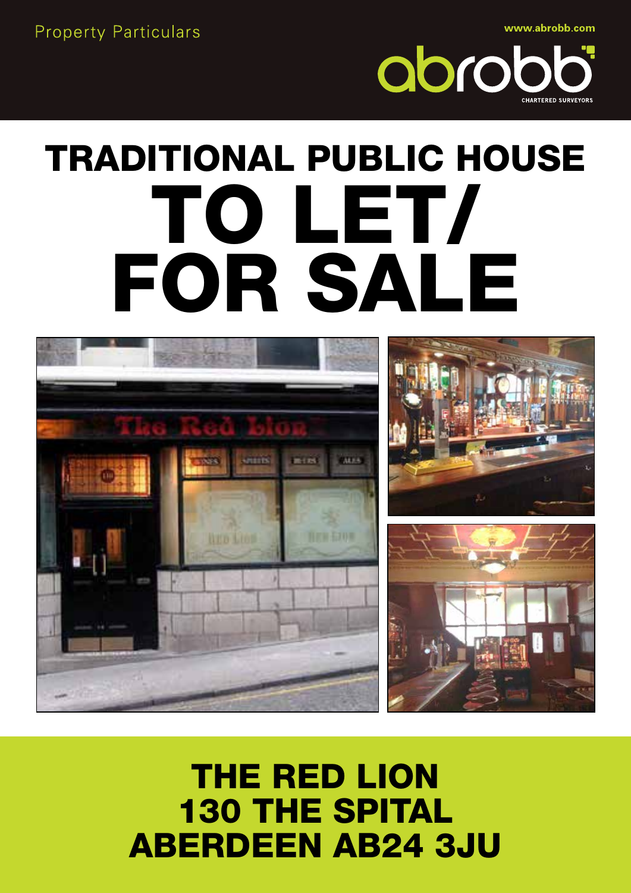Property Particulars

www.abrobb.com

abrobb CHARTERED SURVEYORS

# TRADITIONAL PUBLIC HOUSE

# TO LET/ FOR SALE

## THE RED LION
## 130 THE SPITAL
## ABERDEEN AB24 3JU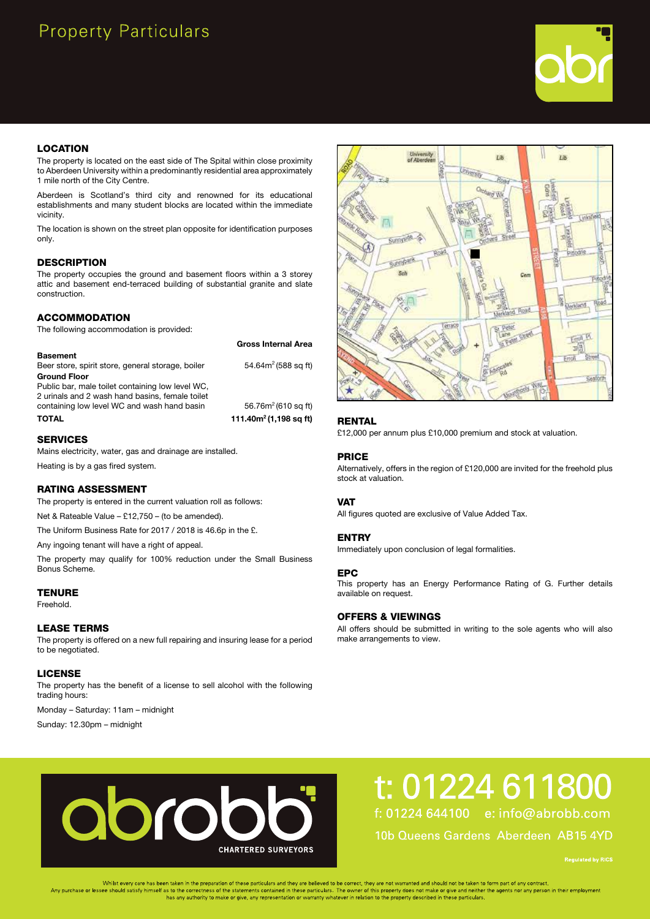# Property Particulars

## LOCATION

The property is located on the east side of The Spital within close proximity to Aberdeen University within a predominantly residential area approximately 1 mile north of the City Centre.

Aberdeen is Scotland's third city and renowned for its educational establishments and many student blocks are located within the immediate vicinity.

The location is shown on the street plan opposite for identification purposes only.

## DESCRIPTION

The property occupies the ground and basement floors within a 3 storey attic and basement end-terraced building of substantial granite and slate construction.

## ACCOMMODATION

The following accommodation is provided:

| | Gross Internal Area |
|---|---|
| **Basement** | |
| Beer store, spirit store, general storage, boiler | 54.64m$^2$ (588 sq ft) |
| **Ground Floor** | |
| Public bar, male toilet containing low level WC, 2 urinals and 2 wash hand basins, female toilet containing low level WC and wash hand basin | 56.76m$^2$ (610 sq ft) |
| **TOTAL** | **111.40m$^2$ (1,198 sq ft)** |

## SERVICES

Mains electricity, water, gas and drainage are installed.

Heating is by a gas fired system.

## RATING ASSESSMENT

The property is entered in the current valuation roll as follows:

Net & Rateable Value – £12,750 – (to be amended).

The Uniform Business Rate for 2017 / 2018 is 46.6p in the £.

Any ingoing tenant will have a right of appeal.

The property may qualify for 100% reduction under the Small Business Bonus Scheme.

## TENURE

Freehold.

## LEASE TERMS

The property is offered on a new full repairing and insuring lease for a period to be negotiated.

## LICENSE

The property has the benefit of a license to sell alcohol with the following trading hours:

Monday – Saturday: 11am – midnight

Sunday: 12.30pm – midnight

## RENTAL

£12,000 per annum plus £10,000 premium and stock at valuation.

## PRICE

Alternatively, offers in the region of £120,000 are invited for the freehold plus stock at valuation.

## VAT

All figures quoted are exclusive of Value Added Tax.

## ENTRY

Immediately upon conclusion of legal formalities.

## EPC

This property has an Energy Performance Rating of G. Further details available on request.

## OFFERS & VIEWINGS

All offers should be submitted in writing to the sole agents who will also make arrangements to view.

abrobb CHARTERED SURVEYORS

t: 01224 611800

f: 01224 644100 e: info@abrobb.com

10b Queens Gardens Aberdeen AB15 4YD

Regulated by RICS

Whilst every care has been taken in the preparation of these particulars and they are believed to be correct, they are not warranted and should not be taken to form part of any contract. Any purchase or lessee should satisfy himself as to the correctness of the statements contained in these particulars. The owner of this property does not make or give and neither the agents nor any person in their employment has any authority to make or give, any representation or warranty whatever in relation to the property described in these particulars.